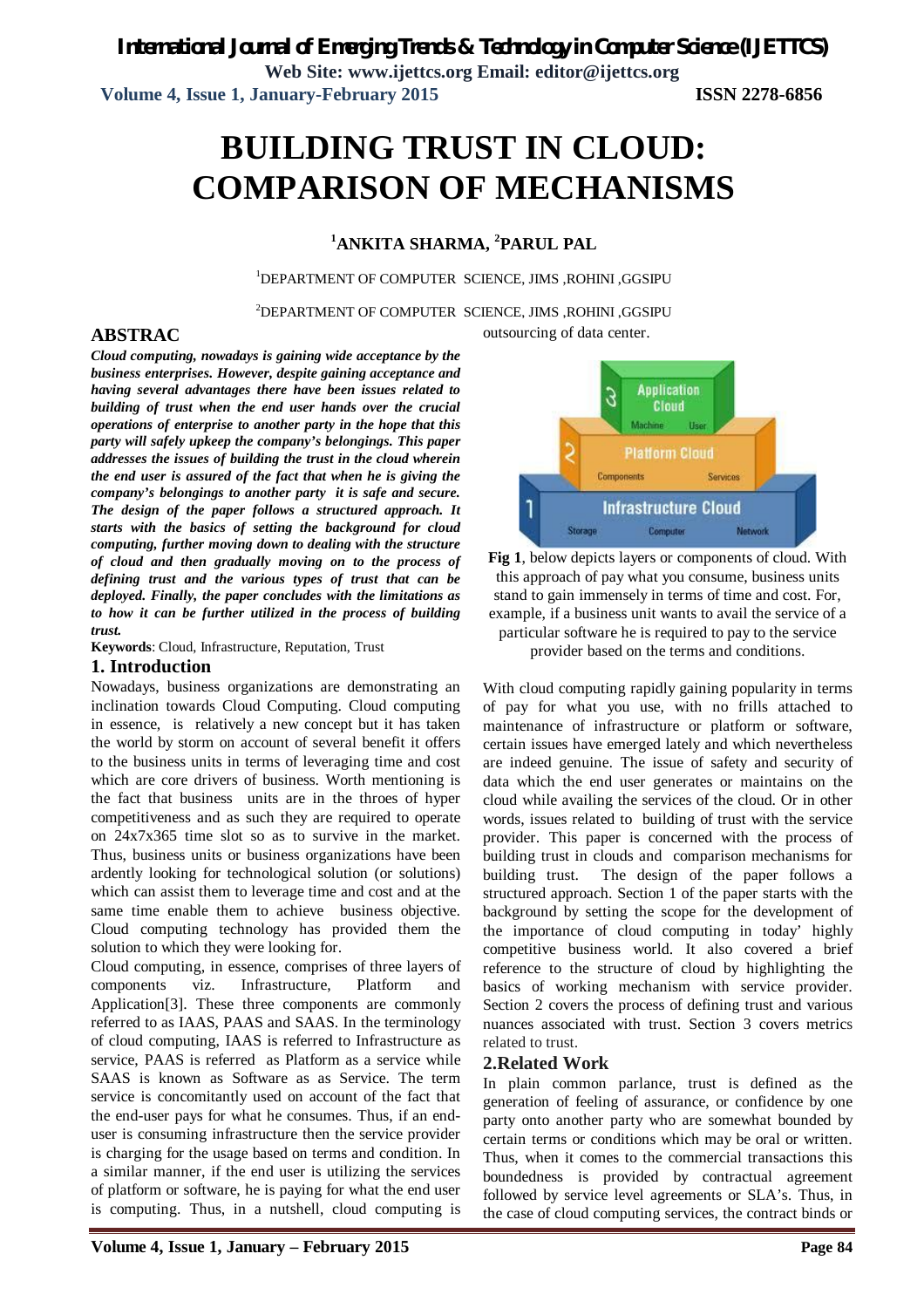# BUILDING TRUST IN CLOUD: COMPARISON OF MECHANISMS

**[1]ANKITA SHARMA, [2]PARUL PAL**

[1]DEPARTMENT OF COMPUTER SCIENCE, JIMS ,ROHINI ,GGSIPU

[2]DEPARTMENT OF COMPUTER SCIENCE, JIMS ,ROHINI ,GGSIPU

## ABSTRAC

***Cloud computing, nowadays is gaining wide acceptance by the business enterprises. However, despite gaining acceptance and having several advantages there have been issues related to building of trust when the end user hands over the crucial operations of enterprise to another party in the hope that this party will safely upkeep the company's belongings. This paper addresses the issues of building the trust in the cloud wherein the end user is assured of the fact that when he is giving the company's belongings to another party it is safe and secure. The design of the paper follows a structured approach. It starts with the basics of setting the background for cloud computing, further moving down to dealing with the structure of cloud and then gradually moving on to the process of defining trust and the various types of trust that can be deployed. Finally, the paper concludes with the limitations as to how it can be further utilized in the process of building trust.***

**Keywords**: Cloud, Infrastructure, Reputation, Trust

## 1. Introduction

Nowadays, business organizations are demonstrating an inclination towards Cloud Computing. Cloud computing in essence, is relatively a new concept but it has taken the world by storm on account of several benefit it offers to the business units in terms of leveraging time and cost which are core drivers of business. Worth mentioning is the fact that business units are in the throes of hyper competitiveness and as such they are required to operate on 24x7x365 time slot so as to survive in the market. Thus, business units or business organizations have been ardently looking for technological solution (or solutions) which can assist them to leverage time and cost and at the same time enable them to achieve business objective. Cloud computing technology has provided them the solution to which they were looking for.

Cloud computing, in essence, comprises of three layers of components viz. Infrastructure, Platform and Application[3]. These three components are commonly referred to as IAAS, PAAS and SAAS. In the terminology of cloud computing, IAAS is referred to Infrastructure as service, PAAS is referred as Platform as a service while SAAS is known as as Software as as Service. The term service is concomitantly used on account of the fact that the end-user pays for what he consumes. Thus, if an end-user is consuming infrastructure then the service provider is charging for the usage based on terms and condition. In a similar manner, if the end user is utilizing the services of platform or software, he is paying for what the end user is computing. Thus, in a nutshell, cloud computing is outsourcing of data center.

**Fig 1**, below depicts layers or components of cloud. With this approach of pay what you consume, business units stand to gain immensely in terms of time and cost. For, example, if a business unit wants to avail the service of a particular software he is required to pay to the service provider based on the terms and conditions.

With cloud computing rapidly gaining popularity in terms of pay for what you use, with no frills attached to maintenance of infrastructure or platform or software, certain issues have emerged lately and which nevertheless are indeed genuine. The issue of safety and security of data which the end user generates or maintains on the cloud while availing the services of the cloud. Or in other words, issues related to building of trust with the service provider. This paper is concerned with the process of building trust in clouds and comparison mechanisms for building trust. The design of the paper follows a structured approach. Section 1 of the paper starts with the background by setting the scope for the development of the importance of cloud computing in today' highly competitive business world. It also covered a brief reference to the structure of cloud by highlighting the basics of working mechanism with service provider. Section 2 covers the process of defining trust and various nuances associated with trust. Section 3 covers metrics related to trust.

## 2.Related Work

In plain common parlance, trust is defined as the generation of feeling of assurance, or confidence by one party onto another party who are somewhat bounded by certain terms or conditions which may be oral or written. Thus, when it comes to the commercial transactions this boundedness is provided by contractual agreement followed by service level agreements or SLA's. Thus, in the case of cloud computing services, the contract binds or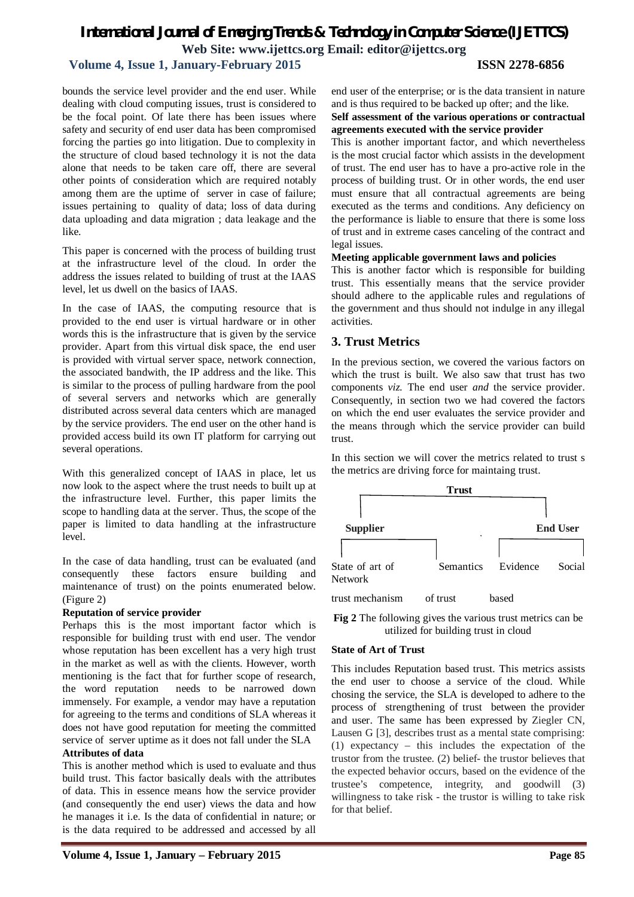bounds the service level provider and the end user. While dealing with cloud computing issues, trust is considered to be the focal point. Of late there has been issues where safety and security of end user data has been compromised forcing the parties go into litigation. Due to complexity in the structure of cloud based technology it is not the data alone that needs to be taken care off, there are several other points of consideration which are required notably among them are the uptime of server in case of failure; issues pertaining to quality of data; loss of data during data uploading and data migration ; data leakage and the like.

This paper is concerned with the process of building trust at the infrastructure level of the cloud. In order the address the issues related to building of trust at the IAAS level, let us dwell on the basics of IAAS.

In the case of IAAS, the computing resource that is provided to the end user is virtual hardware or in other words this is the infrastructure that is given by the service provider. Apart from this virtual disk space, the end user is provided with virtual server space, network connection, the associated bandwith, the IP address and the like. This is similar to the process of pulling hardware from the pool of several servers and networks which are generally distributed across several data centers which are managed by the service providers. The end user on the other hand is provided access build its own IT platform for carrying out several operations.

With this generalized concept of IAAS in place, let us now look to the aspect where the trust needs to built up at the infrastructure level. Further, this paper limits the scope to handling data at the server. Thus, the scope of the paper is limited to data handling at the infrastructure level.

In the case of data handling, trust can be evaluated (and consequently these factors ensure building and maintenance of trust) on the points enumerated below. (Figure 2)

**Reputation of service provider**

Perhaps this is the most important factor which is responsible for building trust with end user. The vendor whose reputation has been excellent has a very high trust in the market as well as with the clients. However, worth mentioning is the fact that for further scope of research, the word reputation needs to be narrowed down immensely. For example, a vendor may have a reputation for agreeing to the terms and conditions of SLA whereas it does not have good reputation for meeting the committed service of server uptime as it does not fall under the SLA

**Attributes of data**

This is another method which is used to evaluate and thus build trust. This factor basically deals with the attributes of data. This in essence means how the service provider (and consequently the end user) views the data and how he manages it i.e. Is the data of confidential in nature; or is the data required to be addressed and accessed by all end user of the enterprise; or is the data transient in nature and is thus required to be backed up ofter; and the like.

**Self assessment of the various operations or contractual agreements executed with the service provider**

This is another important factor, and which nevertheless is the most crucial factor which assists in the development of trust. The end user has to have a pro-active role in the process of building trust. Or in other words, the end user must ensure that all contractual agreements are being executed as the terms and conditions. Any deficiency on the performance is liable to ensure that there is some loss of trust and in extreme cases canceling of the contract and legal issues.

**Meeting applicable government laws and policies**

This is another factor which is responsible for building trust. This essentially means that the service provider should adhere to the applicable rules and regulations of the government and thus should not indulge in any illegal activities.

## 3. Trust Metrics

In the previous section, we covered the various factors on which the trust is built. We also saw that trust has two components *viz.* The end user *and* the service provider. Consequently, in section two we had covered the factors on which the end user evaluates the service provider and the means through which the service provider can build trust.

In this section we will cover the metrics related to trust s the metrics are driving force for maintaing trust.

**Trust**

**Supplier** **End User**

State of art of trust mechanism — Network — Semantics of trust — Evidence based — Social

**Fig 2** The following gives the various trust metrics can be utilized for building trust in cloud

**State of Art of Trust**

This includes Reputation based trust. This metrics assists the end user to choose a service of the cloud. While chosing the service, the SLA is developed to adhere to the process of strengthening of trust between the provider and user. The same has been expressed by Ziegler CN, Lausen G [3], describes trust as a mental state comprising: (1) expectancy – this includes the expectation of the trustor from the trustee. (2) belief- the trustor believes that the expected behavior occurs, based on the evidence of the trustee's competence, integrity, and goodwill (3) willingness to take risk - the trustor is willing to take risk for that belief.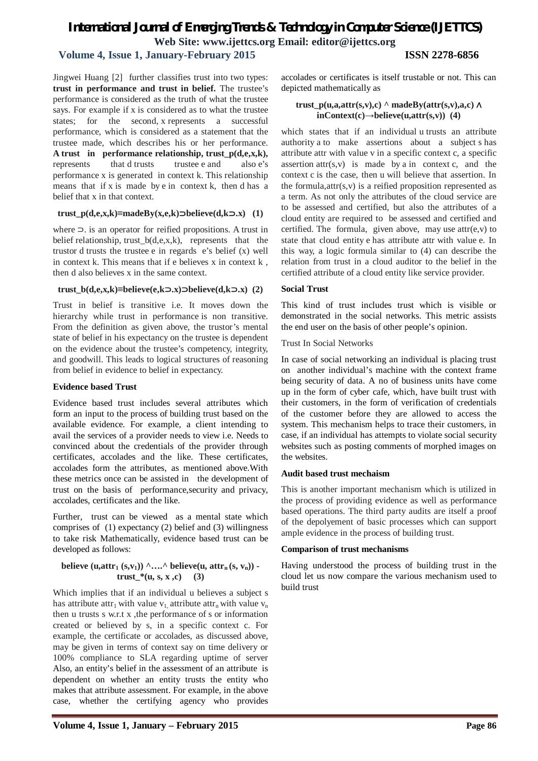Jingwei Huang [2] further classifies trust into two types: **trust in performance and trust in belief.** The trustee's performance is considered as the truth of what the trustee says. For example if x is considered as to what the trustee states; for the second, x represents a successful performance, which is considered as a statement that the trustee made, which describes his or her performance. **A trust in performance relationship, trust_p(d,e,x,k),** represents that d trusts trustee e and also e's performance x is generated in context k. This relationship means that if x is made by e in context k, then d has a belief that x in that context.

$$\text{trust\_p}(d,e,x,k) \equiv \text{madeBy}(x,e,k) \supset \text{believe}(d,k \supset .x) \quad (1)$$

where ⊃. is an operator for reified propositions. A trust in belief relationship, trust_b(d,e,x,k), represents that the trustor d trusts the trustee e in regards e's belief (x) well in context k. This means that if e believes x in context k , then d also believes x in the same context.

$$\text{trust\_b}(d,e,x,k) \equiv \text{believe}(e,k \supset .x) \supset \text{believe}(d,k \supset .x) \quad (2)$$

Trust in belief is transitive i.e. It moves down the hierarchy while trust in performance is non transitive. From the definition as given above, the trustor's mental state of belief in his expectancy on the trustee is dependent on the evidence about the trustee's competency, integrity, and goodwill. This leads to logical structures of reasoning from belief in evidence to belief in expectancy.

**Evidence based Trust**

Evidence based trust includes several attributes which form an input to the process of building trust based on the available evidence. For example, a client intending to avail the services of a provider needs to view i.e. Needs to convinced about the credentials of the provider through certificates, accolades and the like. These certificates, accolades form the attributes, as mentioned above.With these metrics once can be assisted in the development of trust on the basis of performance,security and privacy, accolades, certificates and the like.

Further, trust can be viewed as a mental state which comprises of (1) expectancy (2) belief and (3) willingness to take risk Mathematically, evidence based trust can be developed as follows:

$$\text{believe}(u,\text{attr}_1(s,v_1)) \wedge \ldots \wedge \text{believe}(u, \text{attr}_n(s, v_n)) - \text{trust\_*}(u, s, x, c) \quad (3)$$

Which implies that if an individual u believes a subject s has attribute $\text{attr}_1$ with value $v_1$, attribute $\text{attr}_n$ with value $v_n$ then u trusts s w.r.t x ,the performance of s or information created or believed by s, in a specific context c. For example, the certificate or accolades, as discussed above, may be given in terms of context say on time delivery or 100% compliance to SLA regarding uptime of server Also, an entity's belief in the assessment of an attribute is dependent on whether an entity trusts the entity who makes that attribute assessment. For example, in the above case, whether the certifying agency who provides accolades or certificates is itself trustable or not. This can depicted mathematically as

$$\text{trust\_p}(u,a,\text{attr}(s,v),c) \wedge \text{madeBy}(\text{attr}(s,v),a,c) \wedge \text{inContext}(c) \rightarrow \text{believe}(u,\text{attr}(s,v)) \quad (4)$$

which states that if an individual u trusts an attribute authority a to make assertions about a subject s has attribute attr with value v in a specific context c, a specific assertion attr(s,v) is made by a in context c, and the context c is the case, then u will believe that assertion. In the formula,attr(s,v) is a reified proposition represented as a term. As not only the attributes of the cloud service are to be assessed and certified, but also the attributes of a cloud entity are required to be assessed and certified and certified. The formula, given above, may use attr(e,v) to state that cloud entity e has attribute attr with value e. In this way, a logic formula similar to (4) can describe the relation from trust in a cloud auditor to the belief in the certified attribute of a cloud entity like service provider.

**Social Trust**

This kind of trust includes trust which is visible or demonstrated in the social networks. This metric assists the end user on the basis of other people's opinion.

Trust In Social Networks

In case of social networking an individual is placing trust on another individual's machine with the context frame being security of data. A no of business units have come up in the form of cyber cafe, which, have built trust with their customers, in the form of verification of credentials of the customer before they are allowed to access the system. This mechanism helps to trace their customers, in case, if an individual has attempts to violate social security websites such as posting comments of morphed images on the websites.

**Audit based trust mechaism**

This is another important mechanism which is utilized in the process of providing evidence as well as performance based operations. The third party audits are itself a proof of the depolyement of basic processes which can support ample evidence in the process of building trust.

**Comparison of trust mechanisms**

Having understood the process of building trust in the cloud let us now compare the various mechanism used to build trust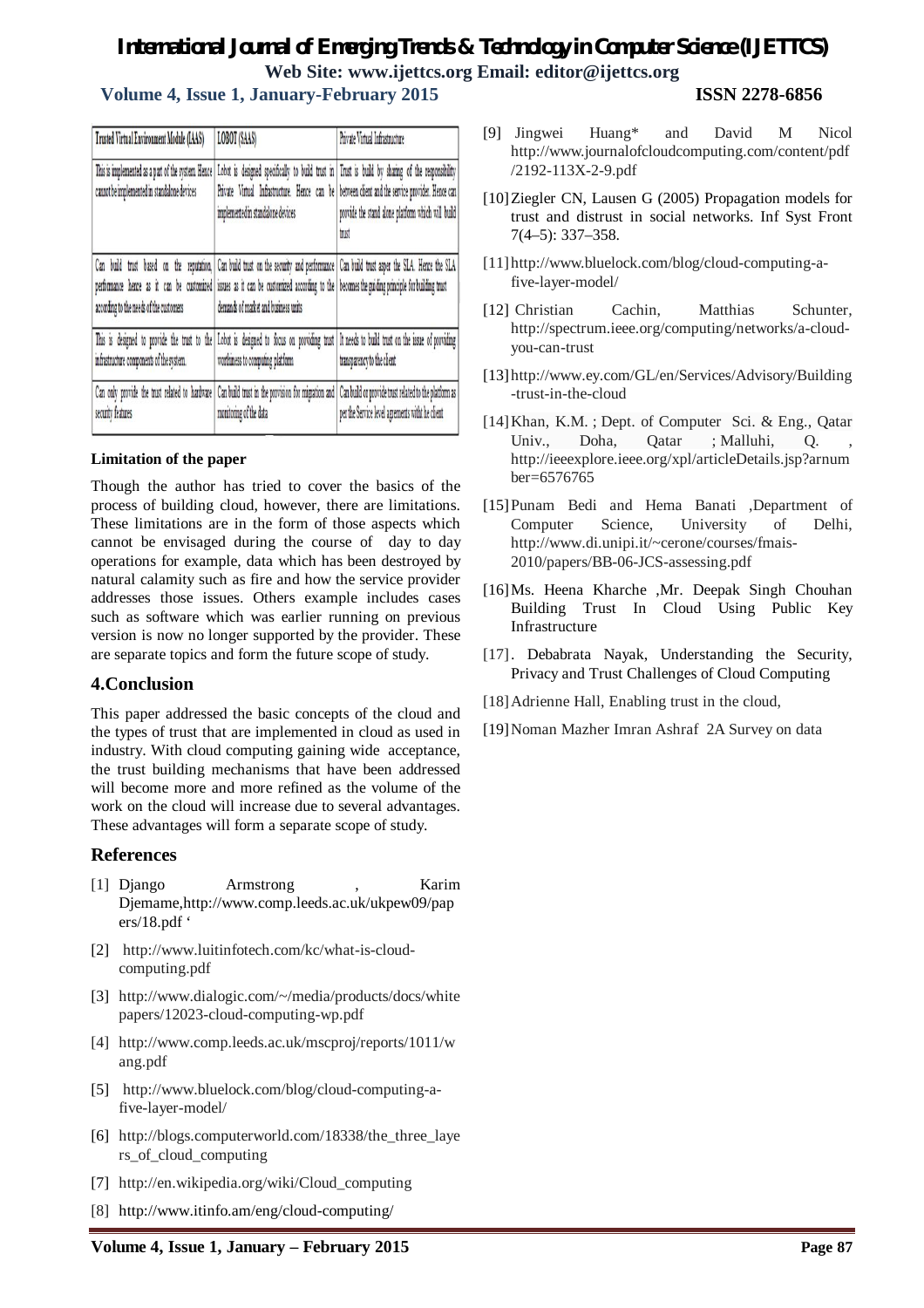| Trusted Virtual Environment Module (IAAS) | LOBOT (SAAS) | Private Virtual Infrastructure |
|---|---|---|
| This is implemented as a part of the system. Hence cannot be implemented in standalone devices | Lobot is designed specifically to build trust in Private Virtual Infrastructure. Hence can be implemented in standalone devices | Trust is build by sharing of the responsibility between client and the service provider. Hence can provide the stand alone platform which will build trust |
| Can build trust based on the reputation, performance hence as it can be customized according to the needs of the customers | Can build trust on the security and performance issues as it can be customized according to the demands of market and business units | Can build trust as per the SLA. Hence the SLA becomes the guiding principle for building trust |
| This is designed to provide the trust to the infrastructure components of the system. | Lobot is designed to focus on providing trust worthiness to computing platform | It needs to build trust on the issue of providing transparency to the client |
| Can only provide the trust related to hardware security features | Can build trust in the provision for migration and monitoring of the data | Can build or provide trust related to the platform as per the Service level agreements with the client |

**Limitation of the paper**

Though the author has tried to cover the basics of the process of building cloud, however, there are limitations. These limitations are in the form of those aspects which cannot be envisaged during the course of day to day operations for example, data which has been destroyed by natural calamity such as fire and how the service provider addresses those issues. Others example includes cases such as software which was earlier running on previous version is now no longer supported by the provider. These are separate topics and form the future scope of study.

## 4.Conclusion

This paper addressed the basic concepts of the cloud and the types of trust that are implemented in cloud as used in industry. With cloud computing gaining wide acceptance, the trust building mechanisms that have been addressed will become more and more refined as the volume of the work on the cloud will increase due to several advantages. These advantages will form a separate scope of study.

## References

[1] Django Armstrong , Karim Djemame,http://www.comp.leeds.ac.uk/ukpew09/papers/18.pdf '

[2] http://www.luitinfotech.com/kc/what-is-cloud-computing.pdf

[3] http://www.dialogic.com/~/media/products/docs/whitepapers/12023-cloud-computing-wp.pdf

[4] http://www.comp.leeds.ac.uk/mscproj/reports/1011/wang.pdf

[5] http://www.bluelock.com/blog/cloud-computing-a-five-layer-model/

[6] http://blogs.computerworld.com/18338/the_three_layers_of_cloud_computing

[7] http://en.wikipedia.org/wiki/Cloud_computing

[8] http://www.itinfo.am/eng/cloud-computing/

[9] Jingwei Huang* and David M Nicol http://www.journalofcloudcomputing.com/content/pdf/2192-113X-2-9.pdf

[10] Ziegler CN, Lausen G (2005) Propagation models for trust and distrust in social networks. Inf Syst Front 7(4–5): 337–358.

[11] http://www.bluelock.com/blog/cloud-computing-a-five-layer-model/

[12] Christian Cachin, Matthias Schunter, http://spectrum.ieee.org/computing/networks/a-cloud-you-can-trust

[13] http://www.ey.com/GL/en/Services/Advisory/Building-trust-in-the-cloud

[14] Khan, K.M. ; Dept. of Computer Sci. & Eng., Qatar Univ., Doha, Qatar ; Malluhi, Q. , http://ieeexplore.ieee.org/xpl/articleDetails.jsp?arnumber=6576765

[15] Punam Bedi and Hema Banati ,Department of Computer Science, University of Delhi, http://www.di.unipi.it/~cerone/courses/fmais-2010/papers/BB-06-JCS-assessing.pdf

[16] Ms. Heena Kharche ,Mr. Deepak Singh Chouhan Building Trust In Cloud Using Public Key Infrastructure

[17]. Debabrata Nayak, Understanding the Security, Privacy and Trust Challenges of Cloud Computing

[18] Adrienne Hall, Enabling trust in the cloud,

[19] Noman Mazher Imran Ashraf 2A Survey on data